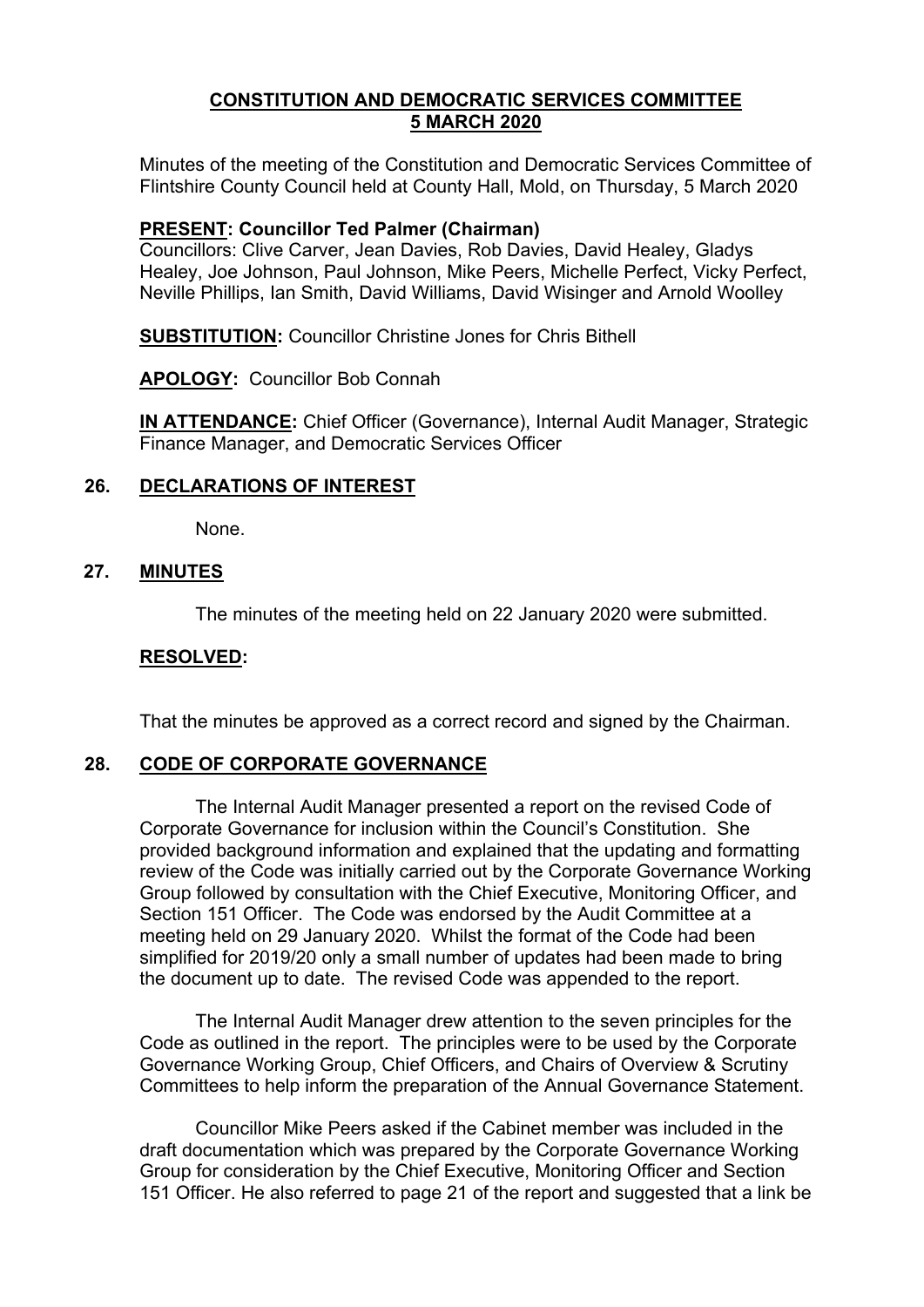# CONSTITUTION AND DEMOCRATIC SERVICES COMMITTEE
# 5 MARCH 2020

Minutes of the meeting of the Constitution and Democratic Services Committee of Flintshire County Council held at County Hall, Mold, on Thursday, 5 March 2020

**PRESENT: Councillor Ted Palmer (Chairman)**
Councillors: Clive Carver, Jean Davies, Rob Davies, David Healey, Gladys Healey, Joe Johnson, Paul Johnson, Mike Peers, Michelle Perfect, Vicky Perfect, Neville Phillips, Ian Smith, David Williams, David Wisinger and Arnold Woolley

**SUBSTITUTION:** Councillor Christine Jones for Chris Bithell

**APOLOGY:** Councillor Bob Connah

**IN ATTENDANCE:** Chief Officer (Governance), Internal Audit Manager, Strategic Finance Manager, and Democratic Services Officer

## 26. DECLARATIONS OF INTEREST

None.

## 27. MINUTES

The minutes of the meeting held on 22 January 2020 were submitted.

**RESOLVED:**

That the minutes be approved as a correct record and signed by the Chairman.

## 28. CODE OF CORPORATE GOVERNANCE

The Internal Audit Manager presented a report on the revised Code of Corporate Governance for inclusion within the Council's Constitution. She provided background information and explained that the updating and formatting review of the Code was initially carried out by the Corporate Governance Working Group followed by consultation with the Chief Executive, Monitoring Officer, and Section 151 Officer. The Code was endorsed by the Audit Committee at a meeting held on 29 January 2020. Whilst the format of the Code had been simplified for 2019/20 only a small number of updates had been made to bring the document up to date. The revised Code was appended to the report.

The Internal Audit Manager drew attention to the seven principles for the Code as outlined in the report. The principles were to be used by the Corporate Governance Working Group, Chief Officers, and Chairs of Overview & Scrutiny Committees to help inform the preparation of the Annual Governance Statement.

Councillor Mike Peers asked if the Cabinet member was included in the draft documentation which was prepared by the Corporate Governance Working Group for consideration by the Chief Executive, Monitoring Officer and Section 151 Officer. He also referred to page 21 of the report and suggested that a link be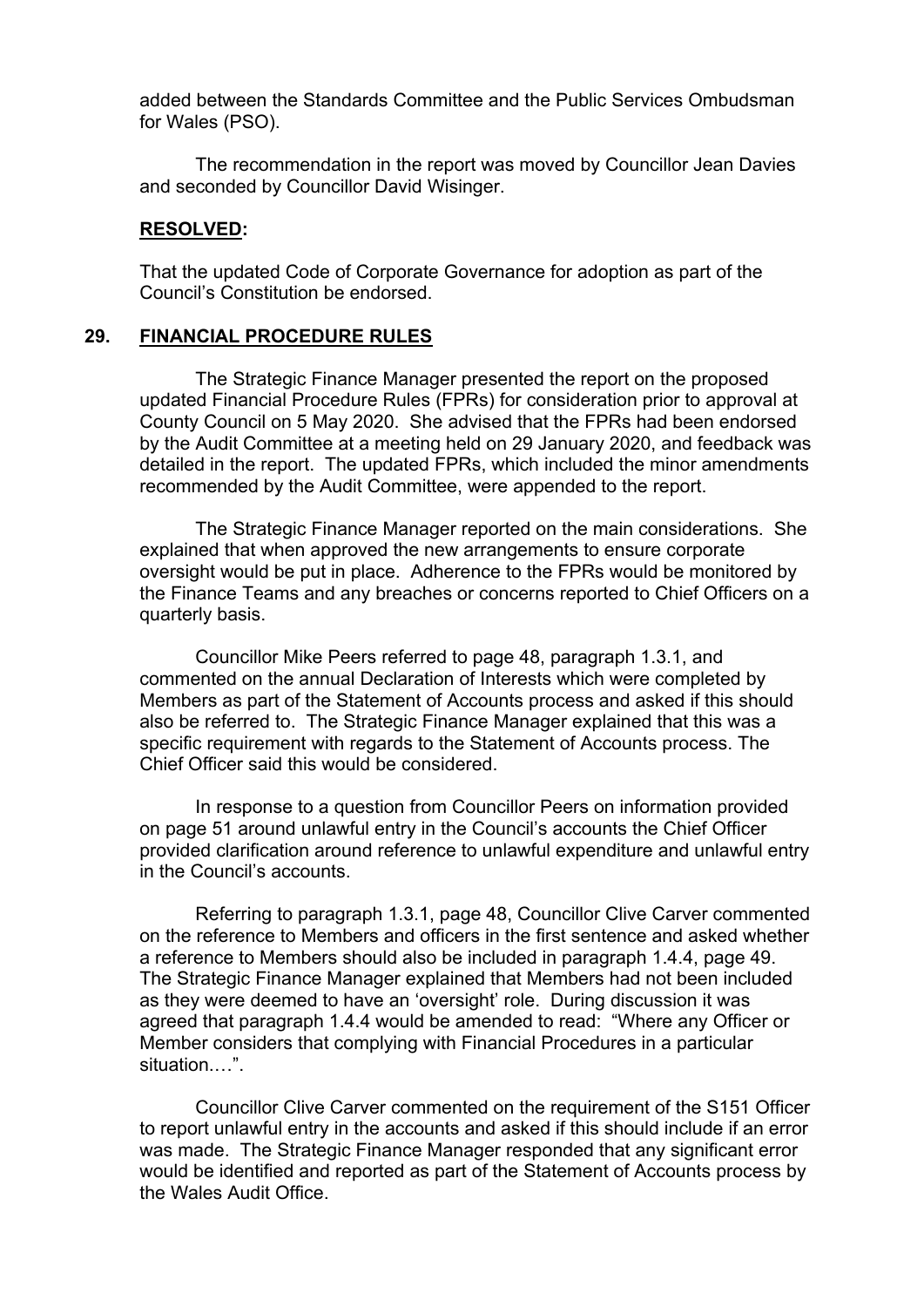added between the Standards Committee and the Public Services Ombudsman for Wales (PSO).

The recommendation in the report was moved by Councillor Jean Davies and seconded by Councillor David Wisinger.

**RESOLVED:**

That the updated Code of Corporate Governance for adoption as part of the Council's Constitution be endorsed.

## 29. FINANCIAL PROCEDURE RULES

The Strategic Finance Manager presented the report on the proposed updated Financial Procedure Rules (FPRs) for consideration prior to approval at County Council on 5 May 2020. She advised that the FPRs had been endorsed by the Audit Committee at a meeting held on 29 January 2020, and feedback was detailed in the report. The updated FPRs, which included the minor amendments recommended by the Audit Committee, were appended to the report.

The Strategic Finance Manager reported on the main considerations. She explained that when approved the new arrangements to ensure corporate oversight would be put in place. Adherence to the FPRs would be monitored by the Finance Teams and any breaches or concerns reported to Chief Officers on a quarterly basis.

Councillor Mike Peers referred to page 48, paragraph 1.3.1, and commented on the annual Declaration of Interests which were completed by Members as part of the Statement of Accounts process and asked if this should also be referred to. The Strategic Finance Manager explained that this was a specific requirement with regards to the Statement of Accounts process. The Chief Officer said this would be considered.

In response to a question from Councillor Peers on information provided on page 51 around unlawful entry in the Council's accounts the Chief Officer provided clarification around reference to unlawful expenditure and unlawful entry in the Council's accounts.

Referring to paragraph 1.3.1, page 48, Councillor Clive Carver commented on the reference to Members and officers in the first sentence and asked whether a reference to Members should also be included in paragraph 1.4.4, page 49. The Strategic Finance Manager explained that Members had not been included as they were deemed to have an 'oversight' role. During discussion it was agreed that paragraph 1.4.4 would be amended to read: "Where any Officer or Member considers that complying with Financial Procedures in a particular situation….".

Councillor Clive Carver commented on the requirement of the S151 Officer to report unlawful entry in the accounts and asked if this should include if an error was made. The Strategic Finance Manager responded that any significant error would be identified and reported as part of the Statement of Accounts process by the Wales Audit Office.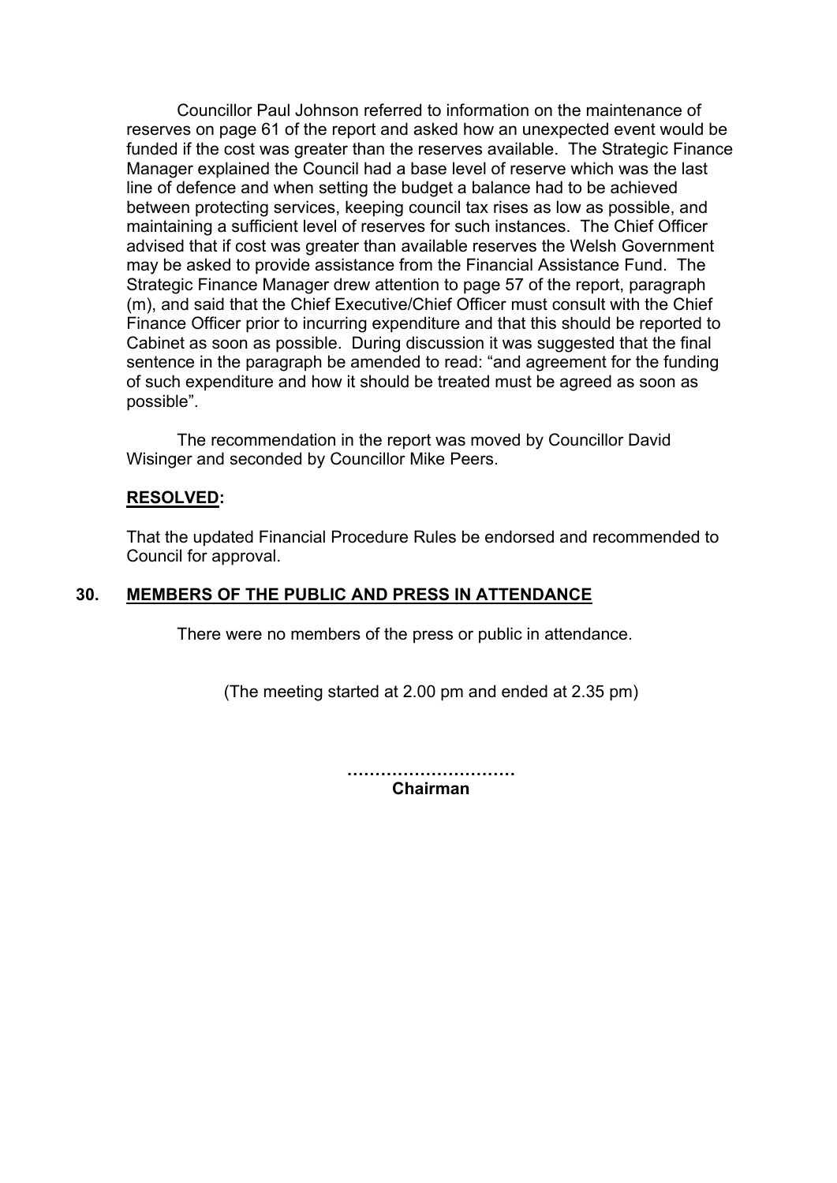Councillor Paul Johnson referred to information on the maintenance of reserves on page 61 of the report and asked how an unexpected event would be funded if the cost was greater than the reserves available. The Strategic Finance Manager explained the Council had a base level of reserve which was the last line of defence and when setting the budget a balance had to be achieved between protecting services, keeping council tax rises as low as possible, and maintaining a sufficient level of reserves for such instances. The Chief Officer advised that if cost was greater than available reserves the Welsh Government may be asked to provide assistance from the Financial Assistance Fund. The Strategic Finance Manager drew attention to page 57 of the report, paragraph (m), and said that the Chief Executive/Chief Officer must consult with the Chief Finance Officer prior to incurring expenditure and that this should be reported to Cabinet as soon as possible. During discussion it was suggested that the final sentence in the paragraph be amended to read: "and agreement for the funding of such expenditure and how it should be treated must be agreed as soon as possible".

The recommendation in the report was moved by Councillor David Wisinger and seconded by Councillor Mike Peers.

**RESOLVED:**

That the updated Financial Procedure Rules be endorsed and recommended to Council for approval.

## 30. MEMBERS OF THE PUBLIC AND PRESS IN ATTENDANCE

There were no members of the press or public in attendance.

(The meeting started at 2.00 pm and ended at 2.35 pm)

…………………………
**Chairman**